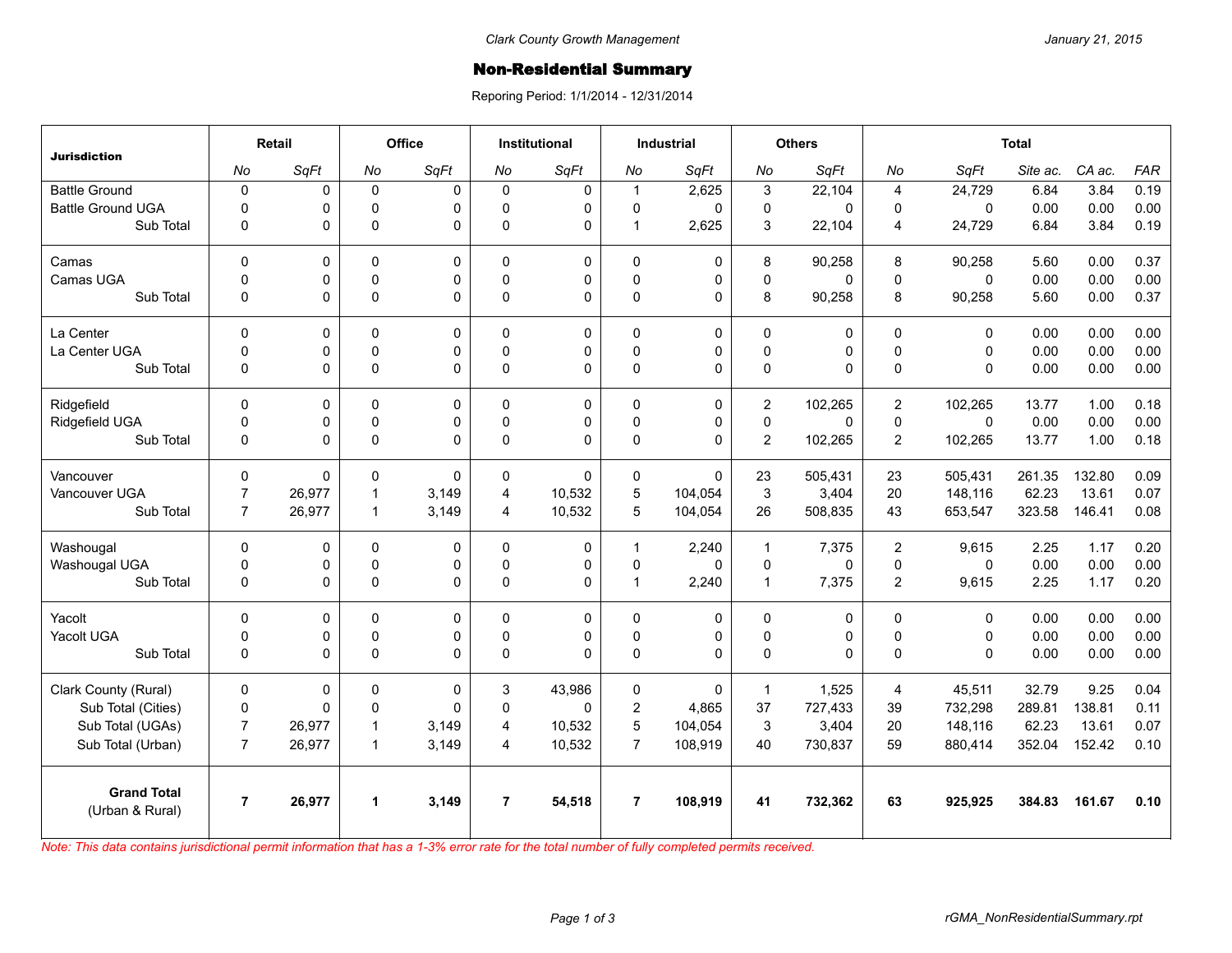Clark County Growth Management

January 21, 2015

# Non-Residential Summary

Reporing Period: 1/1/2014 - 12/31/2014

| Jurisdiction | Retail | | Office | | Institutional | | Industrial | | Others | | Total | | | | |
|---|---|---|---|---|---|---|---|---|---|---|---|---|---|---|---|
| | *No* | *SqFt* | *No* | *SqFt* | *No* | *SqFt* | *No* | *SqFt* | *No* | *SqFt* | *No* | *SqFt* | *Site ac.* | *CA ac.* | *FAR* |
| Battle Ground | 0 | 0 | 0 | 0 | 0 | 0 | 1 | 2,625 | 3 | 22,104 | 4 | 24,729 | 6.84 | 3.84 | 0.19 |
| Battle Ground UGA | 0 | 0 | 0 | 0 | 0 | 0 | 0 | 0 | 0 | 0 | 0 | 0 | 0.00 | 0.00 | 0.00 |
| Sub Total | 0 | 0 | 0 | 0 | 0 | 0 | 1 | 2,625 | 3 | 22,104 | 4 | 24,729 | 6.84 | 3.84 | 0.19 |
| Camas | 0 | 0 | 0 | 0 | 0 | 0 | 0 | 0 | 8 | 90,258 | 8 | 90,258 | 5.60 | 0.00 | 0.37 |
| Camas UGA | 0 | 0 | 0 | 0 | 0 | 0 | 0 | 0 | 0 | 0 | 0 | 0 | 0.00 | 0.00 | 0.00 |
| Sub Total | 0 | 0 | 0 | 0 | 0 | 0 | 0 | 0 | 8 | 90,258 | 8 | 90,258 | 5.60 | 0.00 | 0.37 |
| La Center | 0 | 0 | 0 | 0 | 0 | 0 | 0 | 0 | 0 | 0 | 0 | 0 | 0.00 | 0.00 | 0.00 |
| La Center UGA | 0 | 0 | 0 | 0 | 0 | 0 | 0 | 0 | 0 | 0 | 0 | 0 | 0.00 | 0.00 | 0.00 |
| Sub Total | 0 | 0 | 0 | 0 | 0 | 0 | 0 | 0 | 0 | 0 | 0 | 0 | 0.00 | 0.00 | 0.00 |
| Ridgefield | 0 | 0 | 0 | 0 | 0 | 0 | 0 | 0 | 2 | 102,265 | 2 | 102,265 | 13.77 | 1.00 | 0.18 |
| Ridgefield UGA | 0 | 0 | 0 | 0 | 0 | 0 | 0 | 0 | 0 | 0 | 0 | 0 | 0.00 | 0.00 | 0.00 |
| Sub Total | 0 | 0 | 0 | 0 | 0 | 0 | 0 | 0 | 2 | 102,265 | 2 | 102,265 | 13.77 | 1.00 | 0.18 |
| Vancouver | 0 | 0 | 0 | 0 | 0 | 0 | 0 | 0 | 23 | 505,431 | 23 | 505,431 | 261.35 | 132.80 | 0.09 |
| Vancouver UGA | 7 | 26,977 | 1 | 3,149 | 4 | 10,532 | 5 | 104,054 | 3 | 3,404 | 20 | 148,116 | 62.23 | 13.61 | 0.07 |
| Sub Total | 7 | 26,977 | 1 | 3,149 | 4 | 10,532 | 5 | 104,054 | 26 | 508,835 | 43 | 653,547 | 323.58 | 146.41 | 0.08 |
| Washougal | 0 | 0 | 0 | 0 | 0 | 0 | 1 | 2,240 | 1 | 7,375 | 2 | 9,615 | 2.25 | 1.17 | 0.20 |
| Washougal UGA | 0 | 0 | 0 | 0 | 0 | 0 | 0 | 0 | 0 | 0 | 0 | 0 | 0.00 | 0.00 | 0.00 |
| Sub Total | 0 | 0 | 0 | 0 | 0 | 0 | 1 | 2,240 | 1 | 7,375 | 2 | 9,615 | 2.25 | 1.17 | 0.20 |
| Yacolt | 0 | 0 | 0 | 0 | 0 | 0 | 0 | 0 | 0 | 0 | 0 | 0 | 0.00 | 0.00 | 0.00 |
| Yacolt UGA | 0 | 0 | 0 | 0 | 0 | 0 | 0 | 0 | 0 | 0 | 0 | 0 | 0.00 | 0.00 | 0.00 |
| Sub Total | 0 | 0 | 0 | 0 | 0 | 0 | 0 | 0 | 0 | 0 | 0 | 0 | 0.00 | 0.00 | 0.00 |
| Clark County (Rural) | 0 | 0 | 0 | 0 | 3 | 43,986 | 0 | 0 | 1 | 1,525 | 4 | 45,511 | 32.79 | 9.25 | 0.04 |
| Sub Total (Cities) | 0 | 0 | 0 | 0 | 0 | 0 | 2 | 4,865 | 37 | 727,433 | 39 | 732,298 | 289.81 | 138.81 | 0.11 |
| Sub Total (UGAs) | 7 | 26,977 | 1 | 3,149 | 4 | 10,532 | 5 | 104,054 | 3 | 3,404 | 20 | 148,116 | 62.23 | 13.61 | 0.07 |
| Sub Total (Urban) | 7 | 26,977 | 1 | 3,149 | 4 | 10,532 | 7 | 108,919 | 40 | 730,837 | 59 | 880,414 | 352.04 | 152.42 | 0.10 |
| **Grand Total** (Urban & Rural) | **7** | **26,977** | **1** | **3,149** | **7** | **54,518** | **7** | **108,919** | **41** | **732,362** | **63** | **925,925** | **384.83** | **161.67** | **0.10** |

*Note: This data contains jurisdictional permit information that has a 1-3% error rate for the total number of fully completed permits received.*

rGMA_NonResidentialSummary.rpt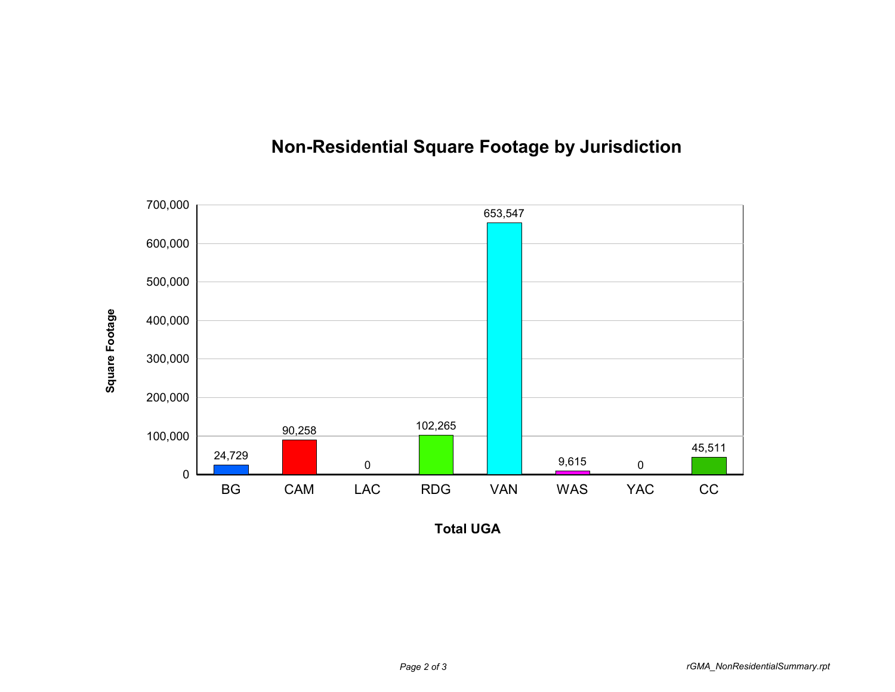## Non-Residential Square Footage by Jurisdiction

| Total UGA | Square Footage |
|---|---|
| BG | 24,729 |
| CAM | 90,258 |
| LAC | 0 |
| RDG | 102,265 |
| VAN | 653,547 |
| WAS | 9,615 |
| YAC | 0 |
| CC | 45,511 |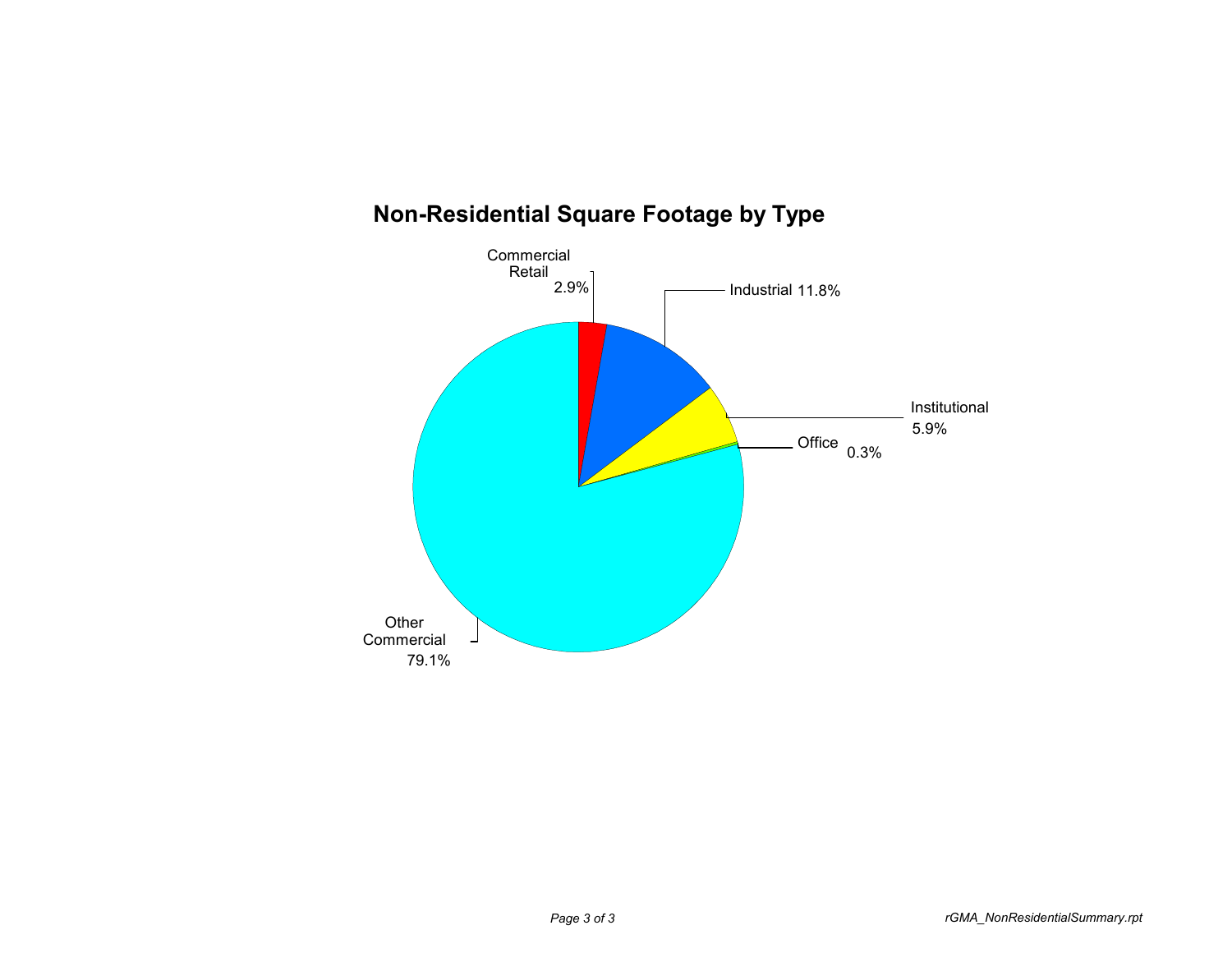## Non-Residential Square Footage by Type

Commercial Retail 2.9%

Industrial 11.8%

Institutional 5.9%

Office 0.3%

Other Commercial 79.1%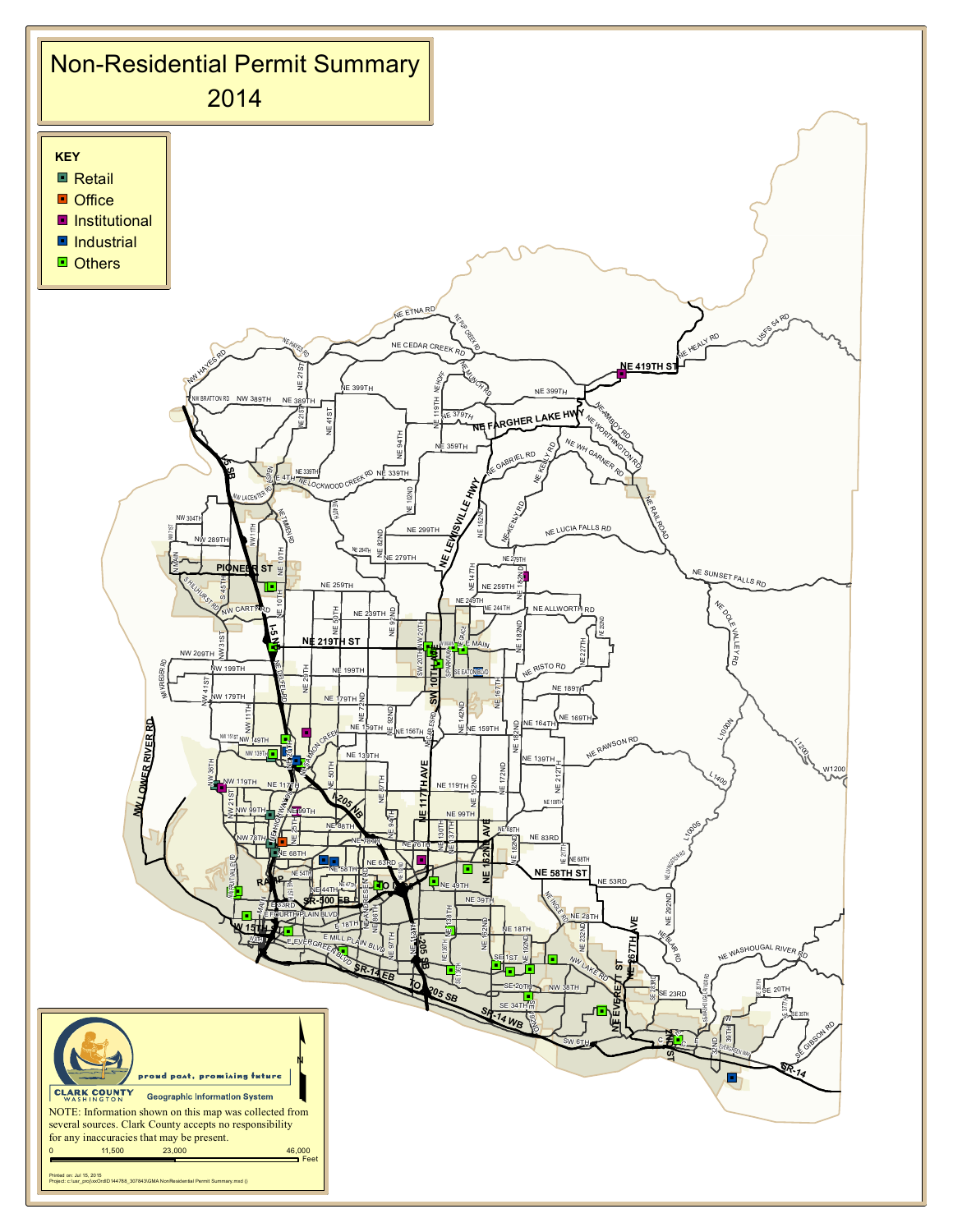# Non-Residential Permit Summary 2014

**KEY**

- Retail
- Office
- Institutional
- Industrial
- Others

proud past, promising future

CLARK COUNTY WASHINGTON

Geographic Information System

NOTE: Information shown on this map was collected from several sources. Clark County accepts no responsibility for any inaccuracies that may be present.

0 11,500 23,000 46,000 Feet

Printed on: Jul 15, 2015
Project: c:\usr_proj\xxOrdID144788_307843\GMA NonResidential Permit Summary.mxd ()